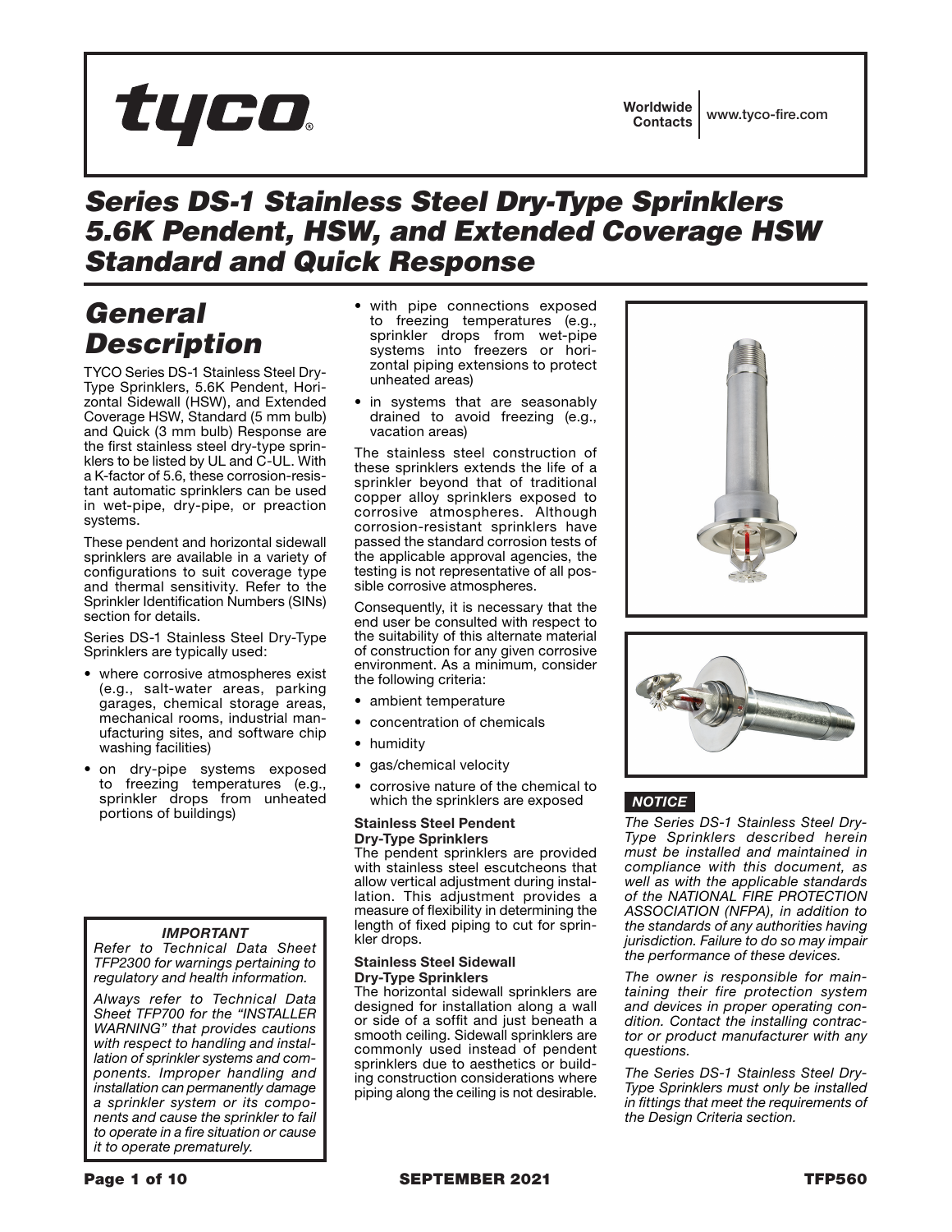# Series DS-1 Stainless Steel Dry-Type Sprinklers 5.6K Pendent, HSW, and Extended Coverage HSW Standard and Quick Response

## General Description

TYCO Series DS-1 Stainless Steel Dry-Type Sprinklers, 5.6K Pendent, Horizontal Sidewall (HSW), and Extended Coverage HSW, Standard (5 mm bulb) and Quick (3 mm bulb) Response are the first stainless steel dry-type sprinklers to be listed by UL and C-UL. With a K-factor of 5.6, these corrosion-resistant automatic sprinklers can be used in wet-pipe, dry-pipe, or preaction systems.

These pendent and horizontal sidewall sprinklers are available in a variety of configurations to suit coverage type and thermal sensitivity. Refer to the Sprinkler Identification Numbers (SINs) section for details.

Series DS-1 Stainless Steel Dry-Type Sprinklers are typically used:

- where corrosive atmospheres exist (e.g., salt-water areas, parking garages, chemical storage areas, mechanical rooms, industrial manufacturing sites, and software chip washing facilities)
- on dry-pipe systems exposed to freezing temperatures (e.g., sprinkler drops from unheated portions of buildings)
- with pipe connections exposed to freezing temperatures (e.g., sprinkler drops from wet-pipe systems into freezers or horizontal piping extensions to protect unheated areas)
- in systems that are seasonably drained to avoid freezing (e.g., vacation areas)

The stainless steel construction of these sprinklers extends the life of a sprinkler beyond that of traditional copper alloy sprinklers exposed to corrosive atmospheres. Although corrosion-resistant sprinklers have passed the standard corrosion tests of the applicable approval agencies, the testing is not representative of all possible corrosive atmospheres.

Consequently, it is necessary that the end user be consulted with respect to the suitability of this alternate material of construction for any given corrosive environment. As a minimum, consider the following criteria:

- ambient temperature
- concentration of chemicals
- humidity
- gas/chemical velocity
- corrosive nature of the chemical to which the sprinklers are exposed

**Stainless Steel Pendent Dry-Type Sprinklers**

The pendent sprinklers are provided with stainless steel escutcheons that allow vertical adjustment during installation. This adjustment provides a measure of flexibility in determining the length of fixed piping to cut for sprinkler drops.

**Stainless Steel Sidewall Dry-Type Sprinklers**

The horizontal sidewall sprinklers are designed for installation along a wall or side of a soffit and just beneath a smooth ceiling. Sidewall sprinklers are commonly used instead of pendent sprinklers due to aesthetics or building construction considerations where piping along the ceiling is not desirable.

***IMPORTANT***

*Refer to Technical Data Sheet TFP2300 for warnings pertaining to regulatory and health information.*

*Always refer to Technical Data Sheet TFP700 for the "INSTALLER WARNING" that provides cautions with respect to handling and installation of sprinkler systems and components. Improper handling and installation can permanently damage a sprinkler system or its components and cause the sprinkler to fail to operate in a fire situation or cause it to operate prematurely.*

***NOTICE***

*The Series DS-1 Stainless Steel Dry-Type Sprinklers described herein must be installed and maintained in compliance with this document, as well as with the applicable standards of the NATIONAL FIRE PROTECTION ASSOCIATION (NFPA), in addition to the standards of any authorities having jurisdiction. Failure to do so may impair the performance of these devices.*

*The owner is responsible for maintaining their fire protection system and devices in proper operating condition. Contact the installing contractor or product manufacturer with any questions.*

*The Series DS-1 Stainless Steel Dry-Type Sprinklers must only be installed in fittings that meet the requirements of the Design Criteria section.*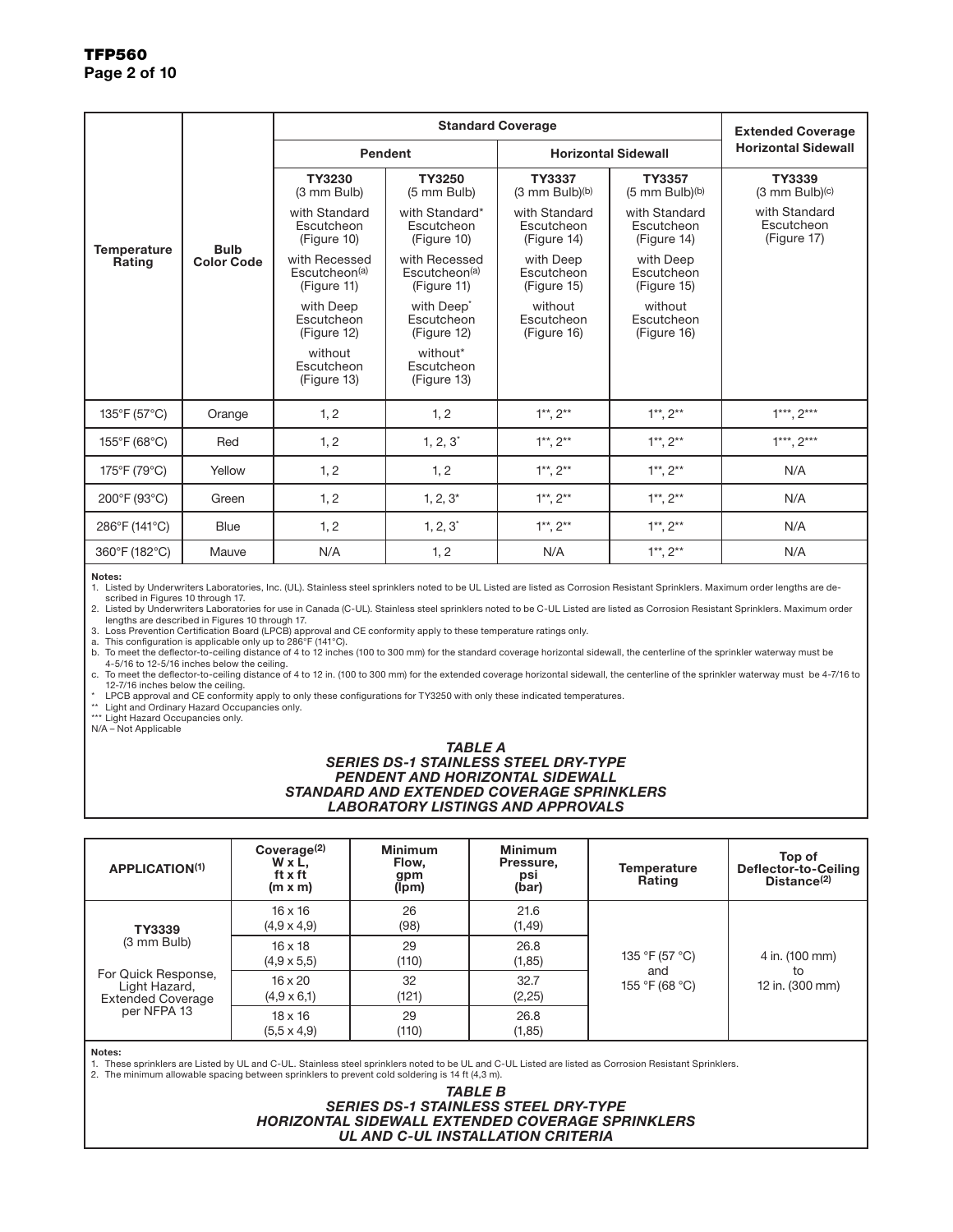| Temperature Rating | Bulb Color Code | Standard Coverage | | | | Extended Coverage Horizontal Sidewall |
|---|---|---|---|---|---|---|
| | | Pendent | | Horizontal Sidewall | | |
| | | TY3230 (3 mm Bulb) with Standard Escutcheon (Figure 10) with Recessed Escutcheon(a) (Figure 11) with Deep Escutcheon (Figure 12) without Escutcheon (Figure 13) | TY3250 (5 mm Bulb) with Standard* Escutcheon (Figure 10) with Recessed Escutcheon(a) (Figure 11) with Deep* Escutcheon (Figure 12) without* Escutcheon (Figure 13) | TY3337 (3 mm Bulb)(b) with Standard Escutcheon (Figure 14) with Deep Escutcheon (Figure 15) without Escutcheon (Figure 16) | TY3357 (5 mm Bulb)(b) with Standard Escutcheon (Figure 14) with Deep Escutcheon (Figure 15) without Escutcheon (Figure 16) | TY3339 (3 mm Bulb)(c) with Standard Escutcheon (Figure 17) |
| 135°F (57°C) | Orange | 1, 2 | 1, 2 | 1**, 2** | 1**, 2** | 1***, 2*** |
| 155°F (68°C) | Red | 1, 2 | 1, 2, 3* | 1**, 2** | 1**, 2** | 1***, 2*** |
| 175°F (79°C) | Yellow | 1, 2 | 1, 2 | 1**, 2** | 1**, 2** | N/A |
| 200°F (93°C) | Green | 1, 2 | 1, 2, 3* | 1**, 2** | 1**, 2** | N/A |
| 286°F (141°C) | Blue | 1, 2 | 1, 2, 3* | 1**, 2** | 1**, 2** | N/A |
| 360°F (182°C) | Mauve | N/A | 1, 2 | N/A | 1**, 2** | N/A |

**Notes:**
1. Listed by Underwriters Laboratories, Inc. (UL). Stainless steel sprinklers noted to be UL Listed are listed as Corrosion Resistant Sprinklers. Maximum order lengths are described in Figures 10 through 17.
2. Listed by Underwriters Laboratories for use in Canada (C-UL). Stainless steel sprinklers noted to be C-UL Listed are listed as Corrosion Resistant Sprinklers. Maximum order lengths are described in Figures 10 through 17.
3. Loss Prevention Certification Board (LPCB) approval and CE conformity apply to these temperature ratings only.
a. This configuration is applicable only up to 286°F (141°C).
b. To meet the deflector-to-ceiling distance of 4 to 12 inches (100 to 300 mm) for the standard coverage horizontal sidewall, the centerline of the sprinkler waterway must be 4-5/16 to 12-5/16 inches below the ceiling.
c. To meet the deflector-to-ceiling distance of 4 to 12 in. (100 to 300 mm) for the extended coverage horizontal sidewall, the centerline of the sprinkler waterway must be 4-7/16 to 12-7/16 inches below the ceiling.
\* LPCB approval and CE conformity apply to only these configurations for TY3250 with only these indicated temperatures.
** Light and Ordinary Hazard Occupancies only.
*** Light Hazard Occupancies only.
N/A – Not Applicable

***TABLE A***
***SERIES DS-1 STAINLESS STEEL DRY-TYPE PENDENT AND HORIZONTAL SIDEWALL STANDARD AND EXTENDED COVERAGE SPRINKLERS LABORATORY LISTINGS AND APPROVALS***

| APPLICATION(1) | Coverage(2) W x L, ft x ft (m x m) | Minimum Flow, gpm (lpm) | Minimum Pressure, psi (bar) | Temperature Rating | Top of Deflector-to-Ceiling Distance(2) |
|---|---|---|---|---|---|
| TY3339 (3 mm Bulb) For Quick Response, Light Hazard, Extended Coverage per NFPA 13 | 16 x 16 (4,9 x 4,9) | 26 (98) | 21.6 (1,49) | 135 °F (57 °C) and 155 °F (68 °C) | 4 in. (100 mm) to 12 in. (300 mm) |
| | 16 x 18 (4,9 x 5,5) | 29 (110) | 26.8 (1,85) | | |
| | 16 x 20 (4,9 x 6,1) | 32 (121) | 32.7 (2,25) | | |
| | 18 x 16 (5,5 x 4,9) | 29 (110) | 26.8 (1,85) | | |

**Notes:**
1. These sprinklers are Listed by UL and C-UL. Stainless steel sprinklers noted to be UL and C-UL Listed are listed as Corrosion Resistant Sprinklers.
2. The minimum allowable spacing between sprinklers to prevent cold soldering is 14 ft (4,3 m).

***TABLE B***
***SERIES DS-1 STAINLESS STEEL DRY-TYPE HORIZONTAL SIDEWALL EXTENDED COVERAGE SPRINKLERS UL AND C-UL INSTALLATION CRITERIA***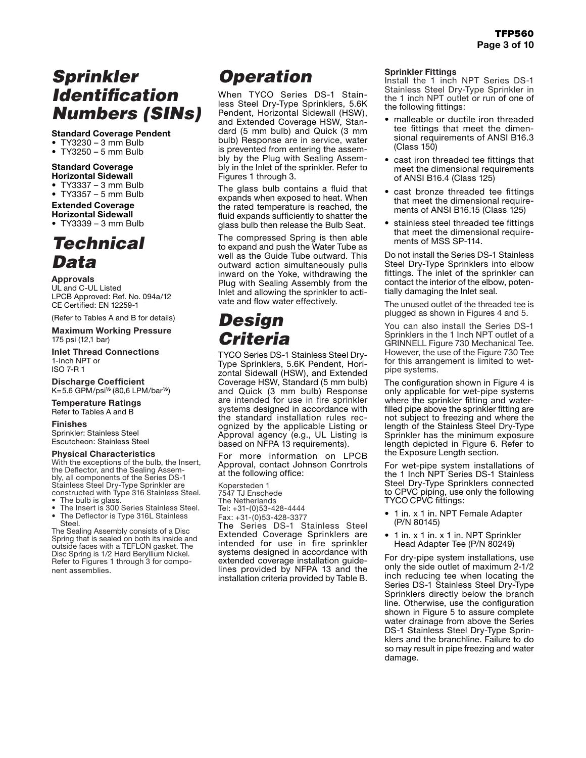# Sprinkler Identification Numbers (SINs)

**Standard Coverage Pendent**
- TY3230 – 3 mm Bulb
- TY3250 – 5 mm Bulb

**Standard Coverage Horizontal Sidewall**
- TY3337 – 3 mm Bulb
- TY3357 – 5 mm Bulb

**Extended Coverage Horizontal Sidewall**
- TY3339 – 3 mm Bulb

# Technical Data

**Approvals**
UL and C-UL Listed
LPCB Approved: Ref. No. 094a/12
CE Certified: EN 12259-1

(Refer to Tables A and B for details)

**Maximum Working Pressure**
175 psi (12,1 bar)

**Inlet Thread Connections**
1-Inch NPT or
ISO 7-R 1

**Discharge Coefficient**
K=5.6 GPM/psi$^{1/2}$ (80,6 LPM/bar$^{1/2}$)

**Temperature Ratings**
Refer to Tables A and B

**Finishes**
Sprinkler: Stainless Steel
Escutcheon: Stainless Steel

**Physical Characteristics**
With the exceptions of the bulb, the Insert, the Deflector, and the Sealing Assembly, all components of the Series DS-1 Stainless Steel Dry-Type Sprinkler are constructed with Type 316 Stainless Steel.
- The bulb is glass.
- The Insert is 300 Series Stainless Steel.
- The Deflector is Type 316L Stainless Steel.

The Sealing Assembly consists of a Disc Spring that is sealed on both its inside and outside faces with a TEFLON gasket. The Disc Spring is 1/2 Hard Beryllium Nickel. Refer to Figures 1 through 3 for component assemblies.

# Operation

When TYCO Series DS-1 Stainless Steel Dry-Type Sprinklers, 5.6K Pendent, Horizontal Sidewall (HSW), and Extended Coverage HSW, Standard (5 mm bulb) and Quick (3 mm bulb) Response are in service, water is prevented from entering the assembly by the Plug with Sealing Assembly in the Inlet of the sprinkler. Refer to Figures 1 through 3.

The glass bulb contains a fluid that expands when exposed to heat. When the rated temperature is reached, the fluid expands sufficiently to shatter the glass bulb then release the Bulb Seat.

The compressed Spring is then able to expand and push the Water Tube as well as the Guide Tube outward. This outward action simultaneously pulls inward on the Yoke, withdrawing the Plug with Sealing Assembly from the Inlet and allowing the sprinkler to activate and flow water effectively.

# Design Criteria

TYCO Series DS-1 Stainless Steel Dry-Type Sprinklers, 5.6K Pendent, Horizontal Sidewall (HSW), and Extended Coverage HSW, Standard (5 mm bulb) and Quick (3 mm bulb) Response are intended for use in fire sprinkler systems designed in accordance with the standard installation rules recognized by the applicable Listing or Approval agency (e.g., UL Listing is based on NFPA 13 requirements).

For more information on LPCB Approval, contact Johnson Conrtrols at the following office:

Kopersteden 1
7547 TJ Enschede
The Netherlands
Tel: +31-(0)53-428-4444
Fax: +31-(0)53-428-3377

The Series DS-1 Stainless Steel Extended Coverage Sprinklers are intended for use in fire sprinkler systems designed in accordance with extended coverage installation guidelines provided by NFPA 13 and the installation criteria provided by Table B.

**Sprinkler Fittings**
Install the 1 inch NPT Series DS-1 Stainless Steel Dry-Type Sprinkler in the 1 inch NPT outlet or run of one of the following fittings:

- malleable or ductile iron threaded tee fittings that meet the dimensional requirements of ANSI B16.3 (Class 150)
- cast iron threaded tee fittings that meet the dimensional requirements of ANSI B16.4 (Class 125)
- cast bronze threaded tee fittings that meet the dimensional requirements of ANSI B16.15 (Class 125)
- stainless steel threaded tee fittings that meet the dimensional requirements of MSS SP-114.

Do not install the Series DS-1 Stainless Steel Dry-Type Sprinklers into elbow fittings. The inlet of the sprinkler can contact the interior of the elbow, potentially damaging the Inlet seal.

The unused outlet of the threaded tee is plugged as shown in Figures 4 and 5.

You can also install the Series DS-1 Sprinklers in the 1 Inch NPT outlet of a GRINNELL Figure 730 Mechanical Tee. However, the use of the Figure 730 Tee for this arrangement is limited to wet-pipe systems.

The configuration shown in Figure 4 is only applicable for wet-pipe systems where the sprinkler fitting and water-filled pipe above the sprinkler fitting are not subject to freezing and where the length of the Stainless Steel Dry-Type Sprinkler has the minimum exposure length depicted in Figure 6. Refer to the Exposure Length section.

For wet-pipe system installations of the 1 Inch NPT Series DS-1 Stainless Steel Dry-Type Sprinklers connected to CPVC piping, use only the following TYCO CPVC fittings:

- 1 in. x 1 in. NPT Female Adapter (P/N 80145)
- 1 in. x 1 in. x 1 in. NPT Sprinkler Head Adapter Tee (P/N 80249)

For dry-pipe system installations, use only the side outlet of maximum 2-1/2 inch reducing tee when locating the Series DS-1 Stainless Steel Dry-Type Sprinklers directly below the branch line. Otherwise, use the configuration shown in Figure 5 to assure complete water drainage from above the Series DS-1 Stainless Steel Dry-Type Sprinklers and the branchline. Failure to do so may result in pipe freezing and water damage.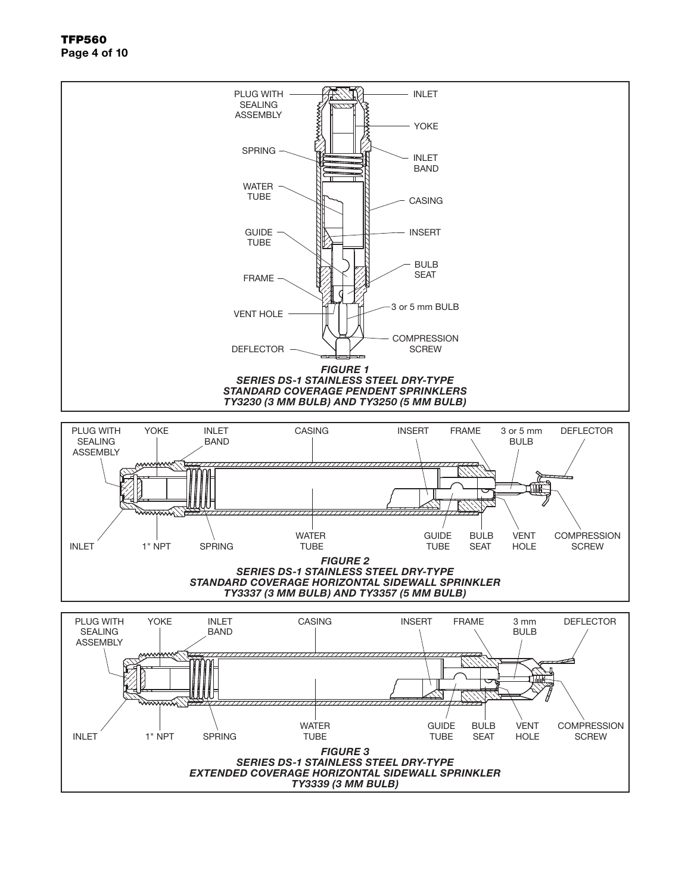PLUG WITH SEALING ASSEMBLY

INLET

YOKE

SPRING

INLET BAND

WATER TUBE

CASING

GUIDE TUBE

INSERT

BULB SEAT

FRAME

VENT HOLE

3 or 5 mm BULB

DEFLECTOR

COMPRESSION SCREW

***FIGURE 1***
***SERIES DS-1 STAINLESS STEEL DRY-TYPE***
***STANDARD COVERAGE PENDENT SPRINKLERS***
***TY3230 (3 MM BULB) AND TY3250 (5 MM BULB)***

PLUG WITH SEALING ASSEMBLY

YOKE

INLET BAND

CASING

INSERT

FRAME

3 or 5 mm BULB

DEFLECTOR

INLET

1" NPT

SPRING

WATER TUBE

GUIDE TUBE

BULB SEAT

VENT HOLE

COMPRESSION SCREW

***FIGURE 2***
***SERIES DS-1 STAINLESS STEEL DRY-TYPE***
***STANDARD COVERAGE HORIZONTAL SIDEWALL SPRINKLER***
***TY3337 (3 MM BULB) AND TY3357 (5 MM BULB)***

PLUG WITH SEALING ASSEMBLY

YOKE

INLET BAND

CASING

INSERT

FRAME

3 mm BULB

DEFLECTOR

INLET

1" NPT

SPRING

WATER TUBE

GUIDE TUBE

BULB SEAT

VENT HOLE

COMPRESSION SCREW

***FIGURE 3***
***SERIES DS-1 STAINLESS STEEL DRY-TYPE***
***EXTENDED COVERAGE HORIZONTAL SIDEWALL SPRINKLER***
***TY3339 (3 MM BULB)***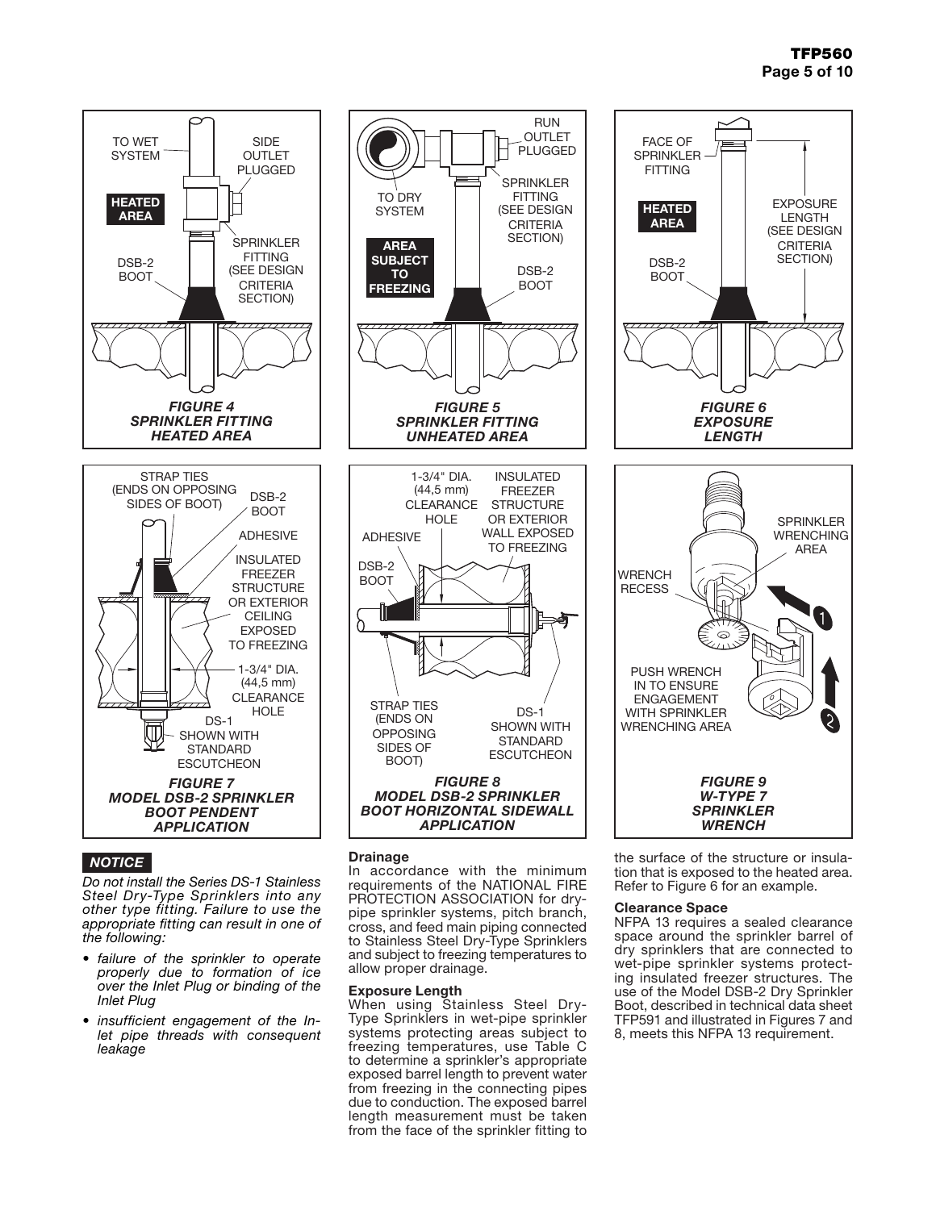*FIGURE 4*
*SPRINKLER FITTING*
*HEATED AREA*

*FIGURE 5*
*SPRINKLER FITTING*
*UNHEATED AREA*

*FIGURE 6*
*EXPOSURE*
*LENGTH*

*FIGURE 7*
*MODEL DSB-2 SPRINKLER*
*BOOT PENDENT*
*APPLICATION*

*FIGURE 8*
*MODEL DSB-2 SPRINKLER*
*BOOT HORIZONTAL SIDEWALL*
*APPLICATION*

*FIGURE 9*
*W-TYPE 7*
*SPRINKLER*
*WRENCH*

***NOTICE***

*Do not install the Series DS-1 Stainless Steel Dry-Type Sprinklers into any other type fitting. Failure to use the appropriate fitting can result in one of the following:*

- *failure of the sprinkler to operate properly due to formation of ice over the Inlet Plug or binding of the Inlet Plug*
- *insufficient engagement of the Inlet pipe threads with consequent leakage*

**Drainage**

In accordance with the minimum requirements of the NATIONAL FIRE PROTECTION ASSOCIATION for dry-pipe sprinkler systems, pitch branch, cross, and feed main piping connected to Stainless Steel Dry-Type Sprinklers and subject to freezing temperatures to allow proper drainage.

**Exposure Length**

When using Stainless Steel Dry-Type Sprinklers in wet-pipe sprinkler systems protecting areas subject to freezing temperatures, use Table C to determine a sprinkler's appropriate exposed barrel length to prevent water from freezing in the connecting pipes due to conduction. The exposed barrel length measurement must be taken from the face of the sprinkler fitting to the surface of the structure or insulation that is exposed to the heated area. Refer to Figure 6 for an example.

**Clearance Space**

NFPA 13 requires a sealed clearance space around the sprinkler barrel of dry sprinklers that are connected to wet-pipe sprinkler systems protecting insulated freezer structures. The use of the Model DSB-2 Dry Sprinkler Boot, described in technical data sheet TFP591 and illustrated in Figures 7 and 8, meets this NFPA 13 requirement.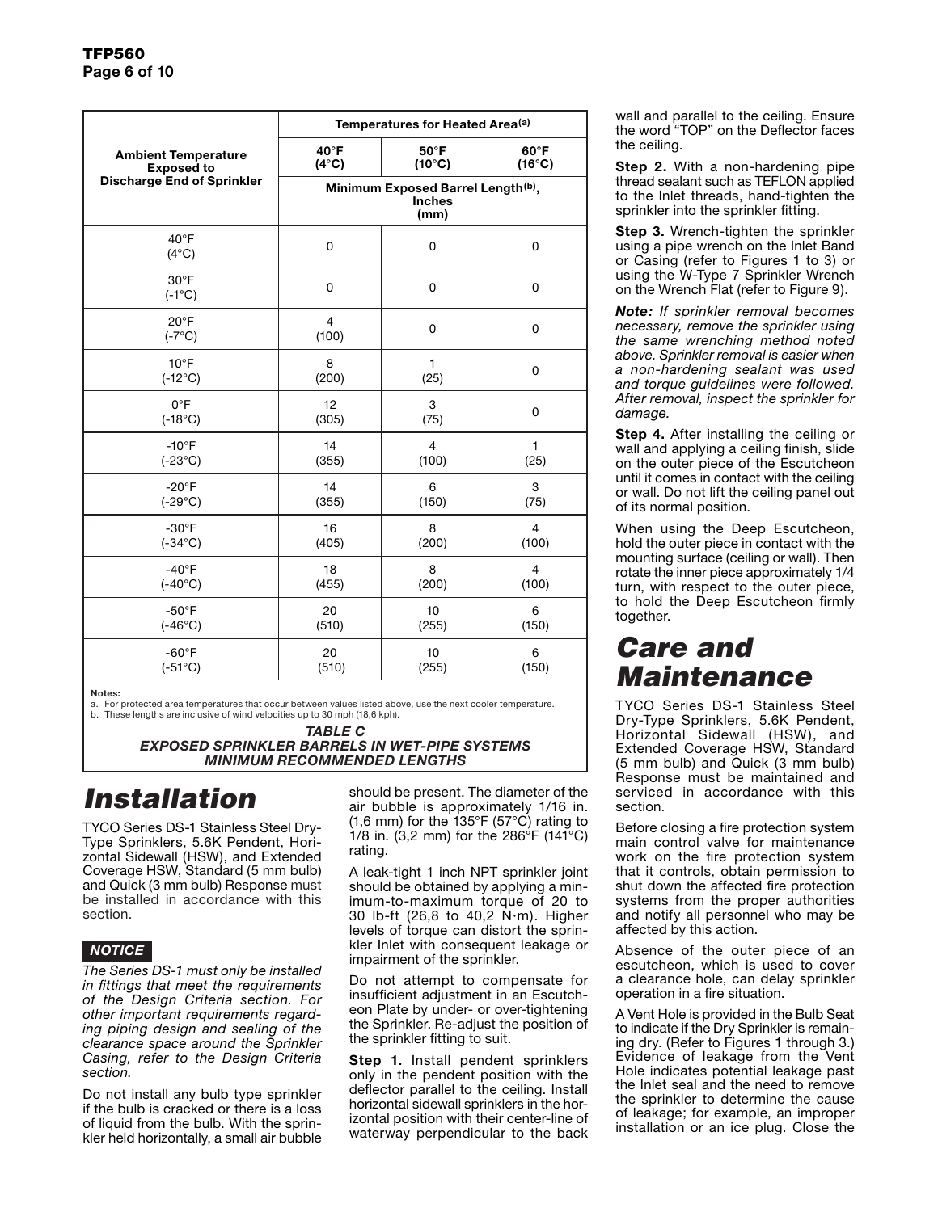| Ambient Temperature Exposed to Discharge End of Sprinkler | Temperatures for Heated Area[(a)] | | |
|---|---|---|---|
| | 40°F (4°C) | 50°F (10°C) | 60°F (16°C) |
| | Minimum Exposed Barrel Length[(b)], Inches (mm) | | |
| 40°F (4°C) | 0 | 0 | 0 |
| 30°F (-1°C) | 0 | 0 | 0 |
| 20°F (-7°C) | 4 (100) | 0 | 0 |
| 10°F (-12°C) | 8 (200) | 1 (25) | 0 |
| 0°F (-18°C) | 12 (305) | 3 (75) | 0 |
| -10°F (-23°C) | 14 (355) | 4 (100) | 1 (25) |
| -20°F (-29°C) | 14 (355) | 6 (150) | 3 (75) |
| -30°F (-34°C) | 16 (405) | 8 (200) | 4 (100) |
| -40°F (-40°C) | 18 (455) | 8 (200) | 4 (100) |
| -50°F (-46°C) | 20 (510) | 10 (255) | 6 (150) |
| -60°F (-51°C) | 20 (510) | 10 (255) | 6 (150) |

**Notes:**
a. For protected area temperatures that occur between values listed above, use the next cooler temperature.
b. These lengths are inclusive of wind velocities up to 30 mph (18,6 kph).

***TABLE C***
***EXPOSED SPRINKLER BARRELS IN WET-PIPE SYSTEMS MINIMUM RECOMMENDED LENGTHS***

# *Installation*

TYCO Series DS-1 Stainless Steel Dry-Type Sprinklers, 5.6K Pendent, Horizontal Sidewall (HSW), and Extended Coverage HSW, Standard (5 mm bulb) and Quick (3 mm bulb) Response must be installed in accordance with this section.

***NOTICE***

*The Series DS-1 must only be installed in fittings that meet the requirements of the Design Criteria section. For other important requirements regarding piping design and sealing of the clearance space around the Sprinkler Casing, refer to the Design Criteria section.*

Do not install any bulb type sprinkler if the bulb is cracked or there is a loss of liquid from the bulb. With the sprinkler held horizontally, a small air bubble should be present. The diameter of the air bubble is approximately 1/16 in. (1,6 mm) for the 135°F (57°C) rating to 1/8 in. (3,2 mm) for the 286°F (141°C) rating.

A leak-tight 1 inch NPT sprinkler joint should be obtained by applying a minimum-to-maximum torque of 20 to 30 lb-ft (26,8 to 40,2 N·m). Higher levels of torque can distort the sprinkler Inlet with consequent leakage or impairment of the sprinkler.

Do not attempt to compensate for insufficient adjustment in an Escutcheon Plate by under- or over-tightening the Sprinkler. Re-adjust the position of the sprinkler fitting to suit.

**Step 1.** Install pendent sprinklers only in the pendent position with the deflector parallel to the ceiling. Install horizontal sidewall sprinklers in the horizontal position with their center-line of waterway perpendicular to the back wall and parallel to the ceiling. Ensure the word "TOP" on the Deflector faces the ceiling.

**Step 2.** With a non-hardening pipe thread sealant such as TEFLON applied to the Inlet threads, hand-tighten the sprinkler into the sprinkler fitting.

**Step 3.** Wrench-tighten the sprinkler using a pipe wrench on the Inlet Band or Casing (refer to Figures 1 to 3) or using the W-Type 7 Sprinkler Wrench on the Wrench Flat (refer to Figure 9).

***Note:*** *If sprinkler removal becomes necessary, remove the sprinkler using the same wrenching method noted above. Sprinkler removal is easier when a non-hardening sealant was used and torque guidelines were followed. After removal, inspect the sprinkler for damage.*

**Step 4.** After installing the ceiling or wall and applying a ceiling finish, slide on the outer piece of the Escutcheon until it comes in contact with the ceiling or wall. Do not lift the ceiling panel out of its normal position.

When using the Deep Escutcheon, hold the outer piece in contact with the mounting surface (ceiling or wall). Then rotate the inner piece approximately 1/4 turn, with respect to the outer piece, to hold the Deep Escutcheon firmly together.

# *Care and Maintenance*

TYCO Series DS-1 Stainless Steel Dry-Type Sprinklers, 5.6K Pendent, Horizontal Sidewall (HSW), and Extended Coverage HSW, Standard (5 mm bulb) and Quick (3 mm bulb) Response must be maintained and serviced in accordance with this section.

Before closing a fire protection system main control valve for maintenance work on the fire protection system that it controls, obtain permission to shut down the affected fire protection systems from the proper authorities and notify all personnel who may be affected by this action.

Absence of the outer piece of an escutcheon, which is used to cover a clearance hole, can delay sprinkler operation in a fire situation.

A Vent Hole is provided in the Bulb Seat to indicate if the Dry Sprinkler is remaining dry. (Refer to Figures 1 through 3.) Evidence of leakage from the Vent Hole indicates potential leakage past the Inlet seal and the need to remove the sprinkler to determine the cause of leakage; for example, an improper installation or an ice plug. Close the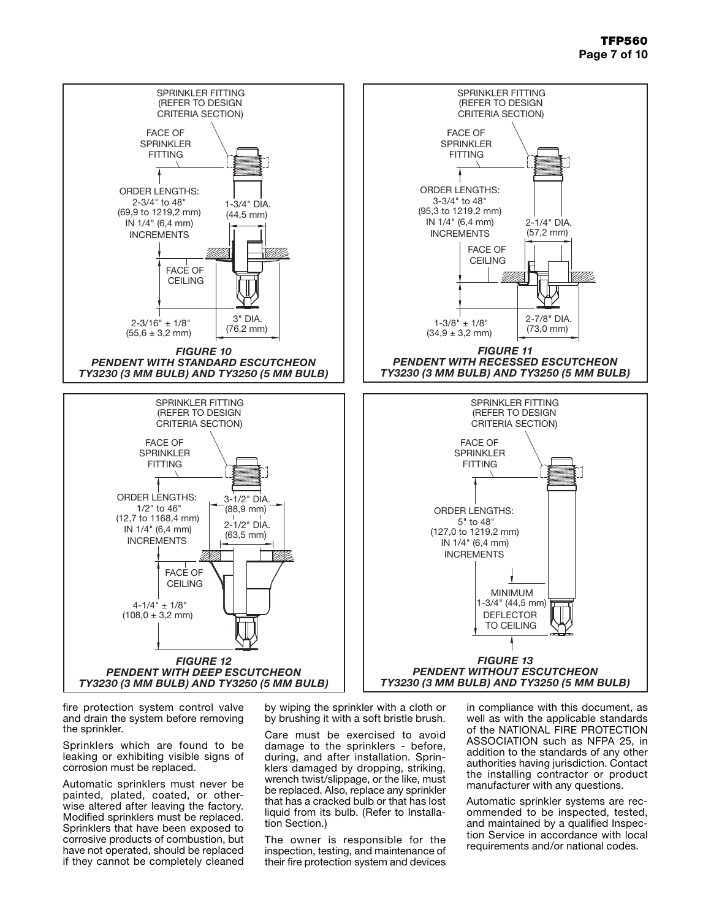SPRINKLER FITTING (REFER TO DESIGN CRITERIA SECTION)

FACE OF SPRINKLER FITTING

ORDER LENGTHS: 2-3/4" to 48" (69,9 to 1219,2 mm) IN 1/4" (6,4 mm) INCREMENTS

1-3/4" DIA. (44,5 mm)

FACE OF CEILING

2-3/16" ± 1/8" (55,6 ± 3,2 mm)

3" DIA. (76,2 mm)

***FIGURE 10***
***PENDENT WITH STANDARD ESCUTCHEON***
***TY3230 (3 MM BULB) AND TY3250 (5 MM BULB)***

SPRINKLER FITTING (REFER TO DESIGN CRITERIA SECTION)

FACE OF SPRINKLER FITTING

ORDER LENGTHS: 3-3/4" to 48" (95,3 to 1219,2 mm) IN 1/4" (6,4 mm) INCREMENTS

2-1/4" DIA. (57,2 mm)

FACE OF CEILING

1-3/8" ± 1/8" (34,9 ± 3,2 mm)

2-7/8" DIA. (73,0 mm)

***FIGURE 11***
***PENDENT WITH RECESSED ESCUTCHEON***
***TY3230 (3 MM BULB) AND TY3250 (5 MM BULB)***

SPRINKLER FITTING (REFER TO DESIGN CRITERIA SECTION)

FACE OF SPRINKLER FITTING

ORDER LENGTHS: 1/2" to 46" (12,7 to 1168,4 mm) IN 1/4" (6,4 mm) INCREMENTS

3-1/2" DIA. (88,9 mm)

2-1/2" DIA. (63,5 mm)

FACE OF CEILING

4-1/4" ± 1/8" (108,0 ± 3,2 mm)

***FIGURE 12***
***PENDENT WITH DEEP ESCUTCHEON***
***TY3230 (3 MM BULB) AND TY3250 (5 MM BULB)***

SPRINKLER FITTING (REFER TO DESIGN CRITERIA SECTION)

FACE OF SPRINKLER FITTING

ORDER LENGTHS: 5" to 48" (127,0 to 1219,2 mm) IN 1/4" (6,4 mm) INCREMENTS

MINIMUM 1-3/4" (44,5 mm) DEFLECTOR TO CEILING

***FIGURE 13***
***PENDENT WITHOUT ESCUTCHEON***
***TY3230 (3 MM BULB) AND TY3250 (5 MM BULB)***

fire protection system control valve and drain the system before removing the sprinkler.

Sprinklers which are found to be leaking or exhibiting visible signs of corrosion must be replaced.

Automatic sprinklers must never be painted, plated, coated, or otherwise altered after leaving the factory. Modified sprinklers must be replaced. Sprinklers that have been exposed to corrosive products of combustion, but have not operated, should be replaced if they cannot be completely cleaned by wiping the sprinkler with a cloth or by brushing it with a soft bristle brush.

Care must be exercised to avoid damage to the sprinklers - before, during, and after installation. Sprinklers damaged by dropping, striking, wrench twist/slippage, or the like, must be replaced. Also, replace any sprinkler that has a cracked bulb or that has lost liquid from its bulb. (Refer to Installation Section.)

The owner is responsible for the inspection, testing, and maintenance of their fire protection system and devices in compliance with this document, as well as with the applicable standards of the NATIONAL FIRE PROTECTION ASSOCIATION such as NFPA 25, in addition to the standards of any other authorities having jurisdiction. Contact the installing contractor or product manufacturer with any questions.

Automatic sprinkler systems are recommended to be inspected, tested, and maintained by a qualified Inspection Service in accordance with local requirements and/or national codes.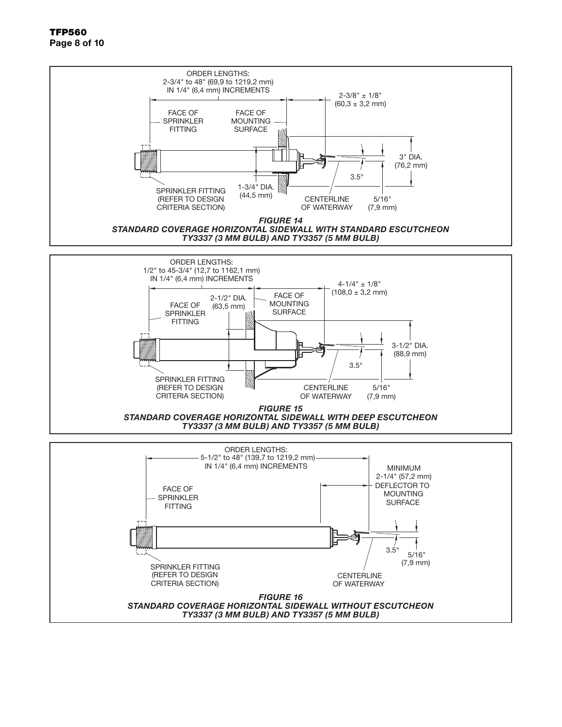ORDER LENGTHS:
2-3/4" to 48" (69,9 to 1219,2 mm)
IN 1/4" (6,4 mm) INCREMENTS

2-3/8" ± 1/8"
(60,3 ± 3,2 mm)

FACE OF SPRINKLER FITTING

FACE OF MOUNTING SURFACE

3" DIA.
(76,2 mm)

3.5°

SPRINKLER FITTING (REFER TO DESIGN CRITERIA SECTION)

1-3/4" DIA.
(44,5 mm)

CENTERLINE OF WATERWAY

5/16"
(7,9 mm)

***FIGURE 14***
***STANDARD COVERAGE HORIZONTAL SIDEWALL WITH STANDARD ESCUTCHEON***
***TY3337 (3 MM BULB) AND TY3357 (5 MM BULB)***

ORDER LENGTHS:
1/2" to 45-3/4" (12,7 to 1162,1 mm)
IN 1/4" (6,4 mm) INCREMENTS

4-1/4" ± 1/8"
(108,0 ± 3,2 mm)

2-1/2" DIA.
(63,5 mm)

FACE OF SPRINKLER FITTING

FACE OF MOUNTING SURFACE

3-1/2" DIA.
(88,9 mm)

3.5°

SPRINKLER FITTING (REFER TO DESIGN CRITERIA SECTION)

CENTERLINE OF WATERWAY

5/16"
(7,9 mm)

***FIGURE 15***
***STANDARD COVERAGE HORIZONTAL SIDEWALL WITH DEEP ESCUTCHEON***
***TY3337 (3 MM BULB) AND TY3357 (5 MM BULB)***

ORDER LENGTHS:
5-1/2" to 48" (139,7 to 1219,2 mm)
IN 1/4" (6,4 mm) INCREMENTS

MINIMUM
2-1/4" (57,2 mm)
DEFLECTOR TO MOUNTING SURFACE

FACE OF SPRINKLER FITTING

3.5°

5/16"
(7,9 mm)

SPRINKLER FITTING (REFER TO DESIGN CRITERIA SECTION)

CENTERLINE OF WATERWAY

***FIGURE 16***
***STANDARD COVERAGE HORIZONTAL SIDEWALL WITHOUT ESCUTCHEON***
***TY3337 (3 MM BULB) AND TY3357 (5 MM BULB)***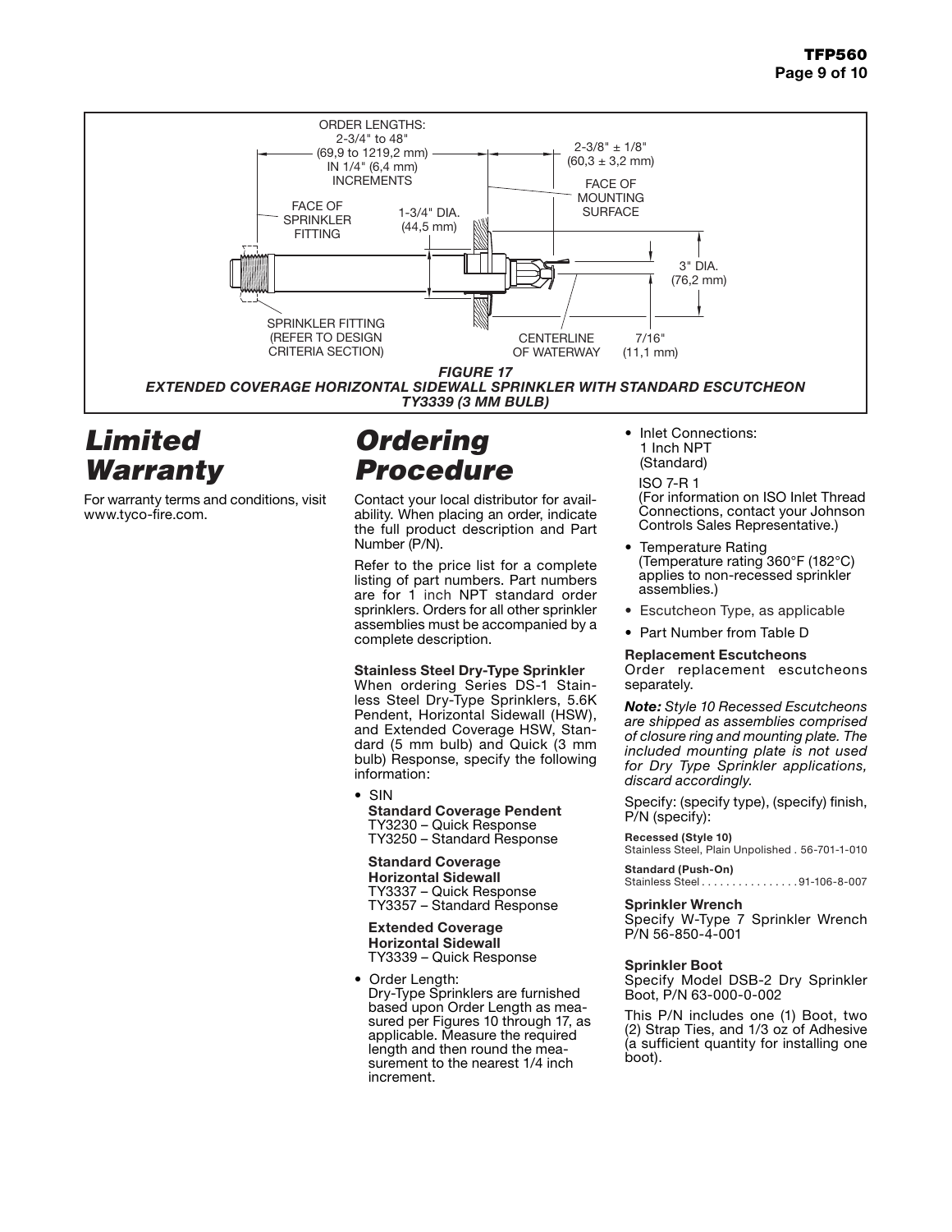ORDER LENGTHS: 2-3/4" to 48" (69,9 to 1219,2 mm) IN 1/4" (6,4 mm) INCREMENTS

2-3/8" ± 1/8" (60,3 ± 3,2 mm)

FACE OF MOUNTING SURFACE

FACE OF SPRINKLER FITTING

1-3/4" DIA. (44,5 mm)

3" DIA. (76,2 mm)

SPRINKLER FITTING (REFER TO DESIGN CRITERIA SECTION)

CENTERLINE OF WATERWAY

7/16" (11,1 mm)

***FIGURE 17***
***EXTENDED COVERAGE HORIZONTAL SIDEWALL SPRINKLER WITH STANDARD ESCUTCHEON TY3339 (3 MM BULB)***

# *Limited Warranty*

For warranty terms and conditions, visit www.tyco-fire.com.

# *Ordering Procedure*

Contact your local distributor for availability. When placing an order, indicate the full product description and Part Number (P/N).

Refer to the price list for a complete listing of part numbers. Part numbers are for 1 inch NPT standard order sprinklers. Orders for all other sprinkler assemblies must be accompanied by a complete description.

**Stainless Steel Dry-Type Sprinkler**
When ordering Series DS-1 Stainless Steel Dry-Type Sprinklers, 5.6K Pendent, Horizontal Sidewall (HSW), and Extended Coverage HSW, Standard (5 mm bulb) and Quick (3 mm bulb) Response, specify the following information:

- SIN
  **Standard Coverage Pendent**
  TY3230 – Quick Response
  TY3250 – Standard Response

  **Standard Coverage Horizontal Sidewall**
  TY3337 – Quick Response
  TY3357 – Standard Response

  **Extended Coverage Horizontal Sidewall**
  TY3339 – Quick Response

- Order Length:
  Dry-Type Sprinklers are furnished based upon Order Length as measured per Figures 10 through 17, as applicable. Measure the required length and then round the measurement to the nearest 1/4 inch increment.

- Inlet Connections:
  1 Inch NPT
  (Standard)

  ISO 7-R 1
  (For information on ISO Inlet Thread Connections, contact your Johnson Controls Sales Representative.)

- Temperature Rating
  (Temperature rating 360°F (182°C) applies to non-recessed sprinkler assemblies.)
- Escutcheon Type, as applicable
- Part Number from Table D

**Replacement Escutcheons**
Order replacement escutcheons separately.

***Note:*** *Style 10 Recessed Escutcheons are shipped as assemblies comprised of closure ring and mounting plate. The included mounting plate is not used for Dry Type Sprinkler applications, discard accordingly.*

Specify: (specify type), (specify) finish, P/N (specify):

**Recessed (Style 10)**
Stainless Steel, Plain Unpolished . 56-701-1-010

**Standard (Push-On)**
Stainless Steel . . . . . . . . . . . . . . . . 91-106-8-007

**Sprinkler Wrench**
Specify W-Type 7 Sprinkler Wrench P/N 56-850-4-001

**Sprinkler Boot**
Specify Model DSB-2 Dry Sprinkler Boot, P/N 63-000-0-002

This P/N includes one (1) Boot, two (2) Strap Ties, and 1/3 oz of Adhesive (a sufficient quantity for installing one boot).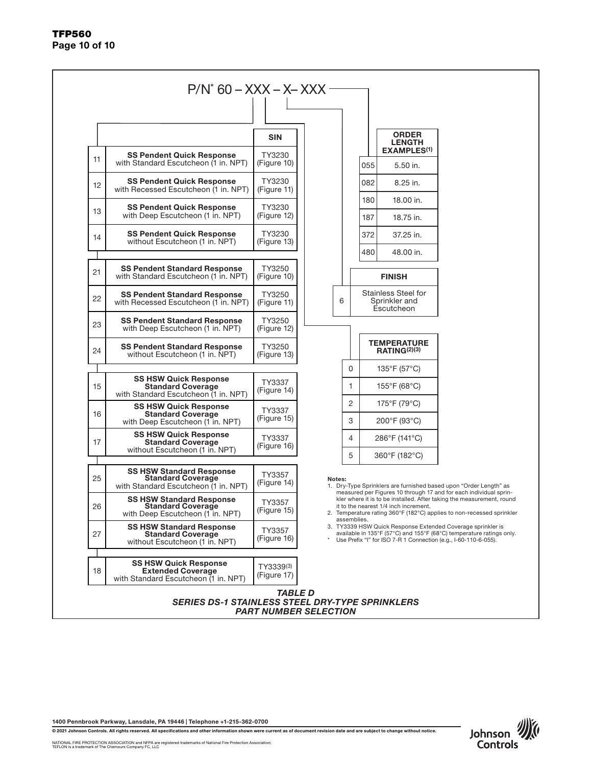P/N* 60 – XXX – X– XXX

| | | SIN |
|---|---|---|
| 11 | **SS Pendent Quick Response** with Standard Escutcheon (1 in. NPT) | TY3230 (Figure 10) |
| 12 | **SS Pendent Quick Response** with Recessed Escutcheon (1 in. NPT) | TY3230 (Figure 11) |
| 13 | **SS Pendent Quick Response** with Deep Escutcheon (1 in. NPT) | TY3230 (Figure 12) |
| 14 | **SS Pendent Quick Response** without Escutcheon (1 in. NPT) | TY3230 (Figure 13) |
| 21 | **SS Pendent Standard Response** with Standard Escutcheon (1 in. NPT) | TY3250 (Figure 10) |
| 22 | **SS Pendent Standard Response** with Recessed Escutcheon (1 in. NPT) | TY3250 (Figure 11) |
| 23 | **SS Pendent Standard Response** with Deep Escutcheon (1 in. NPT) | TY3250 (Figure 12) |
| 24 | **SS Pendent Standard Response** without Escutcheon (1 in. NPT) | TY3250 (Figure 13) |
| 15 | **SS HSW Quick Response Standard Coverage** with Standard Escutcheon (1 in. NPT) | TY3337 (Figure 14) |
| 16 | **SS HSW Quick Response Standard Coverage** with Deep Escutcheon (1 in. NPT) | TY3337 (Figure 15) |
| 17 | **SS HSW Quick Response Standard Coverage** without Escutcheon (1 in. NPT) | TY3337 (Figure 16) |
| 25 | **SS HSW Standard Response Standard Coverage** with Standard Escutcheon (1 in. NPT) | TY3357 (Figure 14) |
| 26 | **SS HSW Standard Response Standard Coverage** with Deep Escutcheon (1 in. NPT) | TY3357 (Figure 15) |
| 27 | **SS HSW Standard Response Standard Coverage** without Escutcheon (1 in. NPT) | TY3357 (Figure 16) |
| 18 | **SS HSW Quick Response Extended Coverage** with Standard Escutcheon (1 in. NPT) | TY3339(3) (Figure 17) |

| | FINISH |
|---|---|
| 6 | Stainless Steel for Sprinkler and Escutcheon |

| | TEMPERATURE RATING(2)(3) |
|---|---|
| 0 | 135°F (57°C) |
| 1 | 155°F (68°C) |
| 2 | 175°F (79°C) |
| 3 | 200°F (93°C) |
| 4 | 286°F (141°C) |
| 5 | 360°F (182°C) |

| | ORDER LENGTH EXAMPLES(1) |
|---|---|
| 055 | 5.50 in. |
| 082 | 8.25 in. |
| 180 | 18.00 in. |
| 187 | 18.75 in. |
| 372 | 37.25 in. |
| 480 | 48.00 in. |

**Notes:**

1. Dry-Type Sprinklers are furnished based upon "Order Length" as measured per Figures 10 through 17 and for each individual sprinkler where it is to be installed. After taking the measurement, round it to the nearest 1/4 inch increment.
2. Temperature rating 360°F (182°C) applies to non-recessed sprinkler assemblies.
3. TY3339 HSW Quick Response Extended Coverage sprinkler is available in 135°F (57°C) and 155°F (68°C) temperature ratings only.

\* Use Prefix "I" for ISO 7-R 1 Connection (e.g., I-60-110-6-055).

*TABLE D*
*SERIES DS-1 STAINLESS STEEL DRY-TYPE SPRINKLERS*
*PART NUMBER SELECTION*

1400 Pennbrook Parkway, Lansdale, PA 19446 | Telephone +1-215-362-0700

© 2021 Johnson Controls. All rights reserved. All specifications and other information shown were current as of document revision date and are subject to change without notice.

NATIONAL FIRE PROTECTION ASSOCIATION and NFPA are registered trademarks of National Fire Protection Association;
TEFLON is a trademark of The Chemours Company FC, LLC